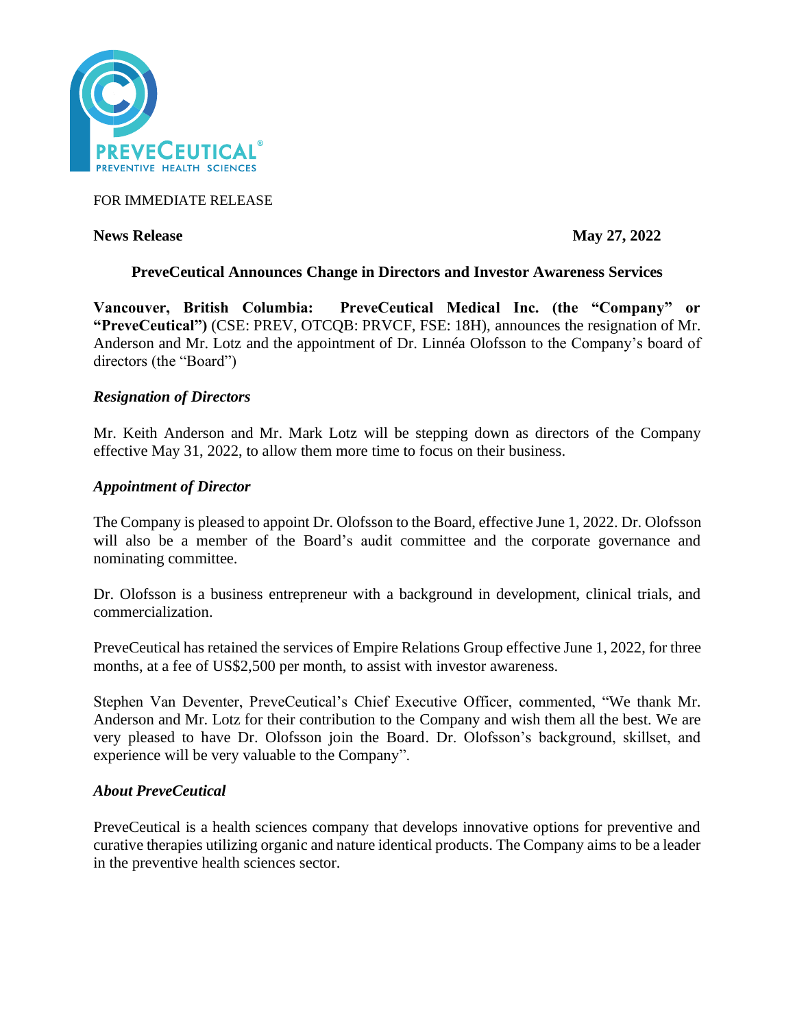FOR IMMEDIATE RELEASE

**News Release** **May 27, 2022**

## PreveCeutical Announces Change in Directors and Investor Awareness Services

**Vancouver, British Columbia: PreveCeutical Medical Inc. (the "Company" or "PreveCeutical")** (CSE: PREV, OTCQB: PRVCF, FSE: 18H), announces the resignation of Mr. Anderson and Mr. Lotz and the appointment of Dr. Linnéa Olofsson to the Company's board of directors (the "Board")

### *Resignation of Directors*

Mr. Keith Anderson and Mr. Mark Lotz will be stepping down as directors of the Company effective May 31, 2022, to allow them more time to focus on their business.

### *Appointment of Director*

The Company is pleased to appoint Dr. Olofsson to the Board, effective June 1, 2022. Dr. Olofsson will also be a member of the Board's audit committee and the corporate governance and nominating committee.

Dr. Olofsson is a business entrepreneur with a background in development, clinical trials, and commercialization.

PreveCeutical has retained the services of Empire Relations Group effective June 1, 2022, for three months, at a fee of US$2,500 per month, to assist with investor awareness.

Stephen Van Deventer, PreveCeutical's Chief Executive Officer, commented, "We thank Mr. Anderson and Mr. Lotz for their contribution to the Company and wish them all the best. We are very pleased to have Dr. Olofsson join the Board. Dr. Olofsson's background, skillset, and experience will be very valuable to the Company".

### *About PreveCeutical*

PreveCeutical is a health sciences company that develops innovative options for preventive and curative therapies utilizing organic and nature identical products. The Company aims to be a leader in the preventive health sciences sector.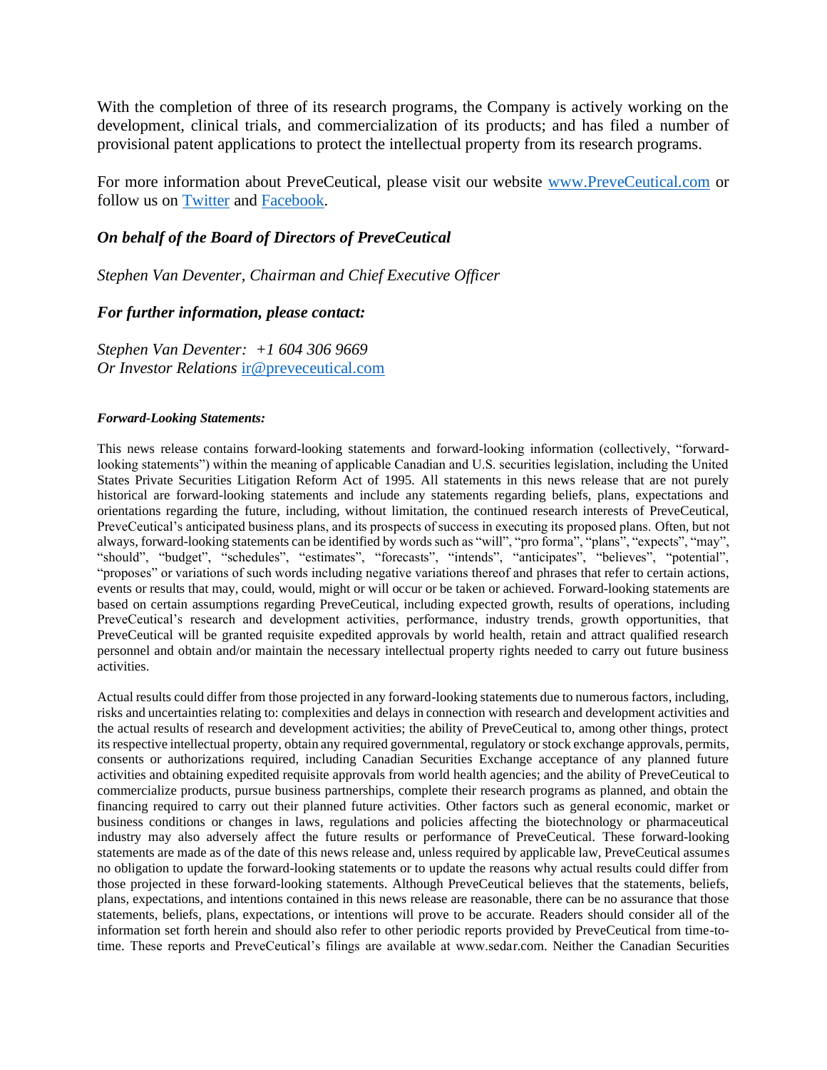With the completion of three of its research programs, the Company is actively working on the development, clinical trials, and commercialization of its products; and has filed a number of provisional patent applications to protect the intellectual property from its research programs.

For more information about PreveCeutical, please visit our website [www.PreveCeutical.com](http://www.PreveCeutical.com) or follow us on [Twitter](#) and [Facebook](#).

***On behalf of the Board of Directors of PreveCeutical***

*Stephen Van Deventer, Chairman and Chief Executive Officer*

***For further information, please contact:***

*Stephen Van Deventer: +1 604 306 9669*
*Or Investor Relations* [ir@preveceutical.com](mailto:ir@preveceutical.com)

***Forward-Looking Statements:***

This news release contains forward-looking statements and forward-looking information (collectively, "forward-looking statements") within the meaning of applicable Canadian and U.S. securities legislation, including the United States Private Securities Litigation Reform Act of 1995. All statements in this news release that are not purely historical are forward-looking statements and include any statements regarding beliefs, plans, expectations and orientations regarding the future, including, without limitation, the continued research interests of PreveCeutical, PreveCeutical's anticipated business plans, and its prospects of success in executing its proposed plans. Often, but not always, forward-looking statements can be identified by words such as "will", "pro forma", "plans", "expects", "may", "should", "budget", "schedules", "estimates", "forecasts", "intends", "anticipates", "believes", "potential", "proposes" or variations of such words including negative variations thereof and phrases that refer to certain actions, events or results that may, could, would, might or will occur or be taken or achieved. Forward-looking statements are based on certain assumptions regarding PreveCeutical, including expected growth, results of operations, including PreveCeutical's research and development activities, performance, industry trends, growth opportunities, that PreveCeutical will be granted requisite expedited approvals by world health, retain and attract qualified research personnel and obtain and/or maintain the necessary intellectual property rights needed to carry out future business activities.

Actual results could differ from those projected in any forward-looking statements due to numerous factors, including, risks and uncertainties relating to: complexities and delays in connection with research and development activities and the actual results of research and development activities; the ability of PreveCeutical to, among other things, protect its respective intellectual property, obtain any required governmental, regulatory or stock exchange approvals, permits, consents or authorizations required, including Canadian Securities Exchange acceptance of any planned future activities and obtaining expedited requisite approvals from world health agencies; and the ability of PreveCeutical to commercialize products, pursue business partnerships, complete their research programs as planned, and obtain the financing required to carry out their planned future activities. Other factors such as general economic, market or business conditions or changes in laws, regulations and policies affecting the biotechnology or pharmaceutical industry may also adversely affect the future results or performance of PreveCeutical. These forward-looking statements are made as of the date of this news release and, unless required by applicable law, PreveCeutical assumes no obligation to update the forward-looking statements or to update the reasons why actual results could differ from those projected in these forward-looking statements. Although PreveCeutical believes that the statements, beliefs, plans, expectations, and intentions contained in this news release are reasonable, there can be no assurance that those statements, beliefs, plans, expectations, or intentions will prove to be accurate. Readers should consider all of the information set forth herein and should also refer to other periodic reports provided by PreveCeutical from time-to-time. These reports and PreveCeutical's filings are available at www.sedar.com. Neither the Canadian Securities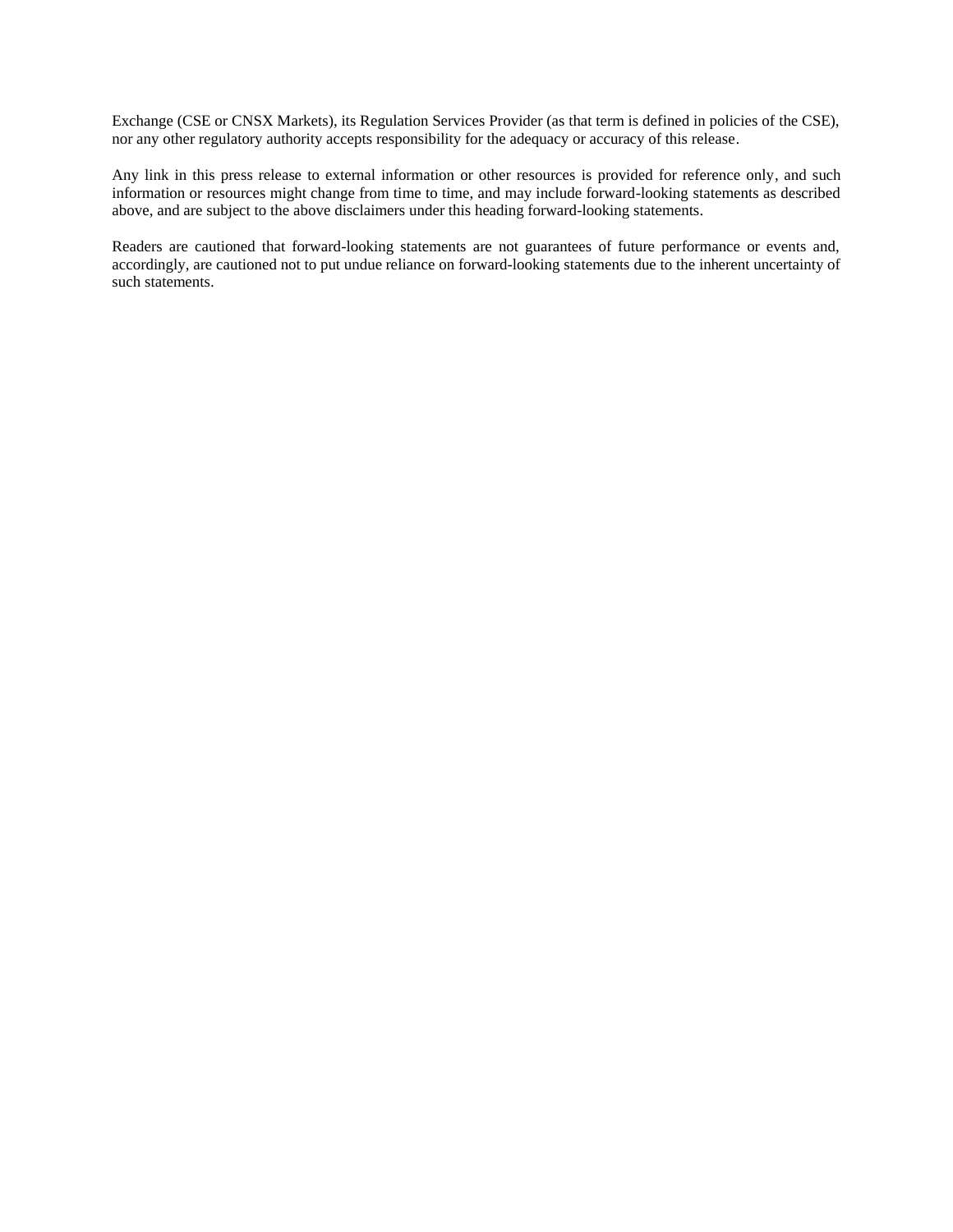Exchange (CSE or CNSX Markets), its Regulation Services Provider (as that term is defined in policies of the CSE), nor any other regulatory authority accepts responsibility for the adequacy or accuracy of this release.

Any link in this press release to external information or other resources is provided for reference only, and such information or resources might change from time to time, and may include forward-looking statements as described above, and are subject to the above disclaimers under this heading forward-looking statements.

Readers are cautioned that forward-looking statements are not guarantees of future performance or events and, accordingly, are cautioned not to put undue reliance on forward-looking statements due to the inherent uncertainty of such statements.